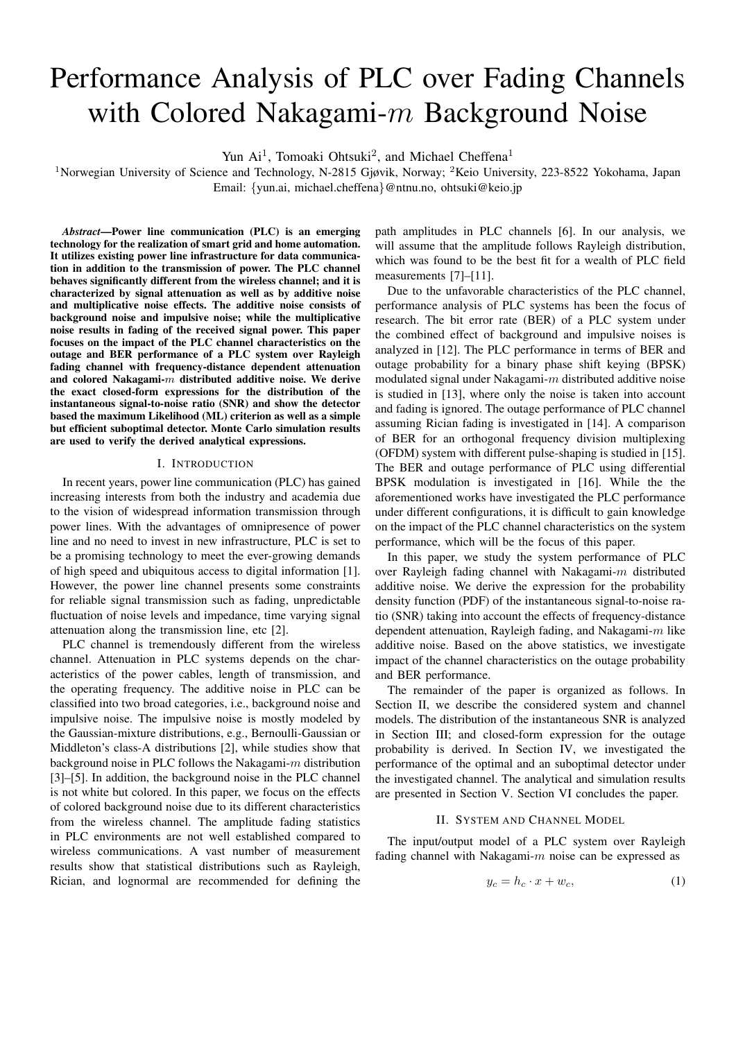# Performance Analysis of PLC over Fading Channels with Colored Nakagami-$m$ Background Noise

Yun Ai[1], Tomoaki Ohtsuki[2], and Michael Cheffena[1]

[1]Norwegian University of Science and Technology, N-2815 Gjøvik, Norway; [2]Keio University, 223-8522 Yokohama, Japan

Email: {yun.ai, michael.cheffena}@ntnu.no, ohtsuki@keio.jp

***Abstract*—Power line communication (PLC) is an emerging technology for the realization of smart grid and home automation. It utilizes existing power line infrastructure for data communication in addition to the transmission of power. The PLC channel behaves significantly different from the wireless channel; and it is characterized by signal attenuation as well as by additive noise and multiplicative noise effects. The additive noise consists of background noise and impulsive noise; while the multiplicative noise results in fading of the received signal power. This paper focuses on the impact of the PLC channel characteristics on the outage and BER performance of a PLC system over Rayleigh fading channel with frequency-distance dependent attenuation and colored Nakagami-$m$ distributed additive noise. We derive the exact closed-form expressions for the distribution of the instantaneous signal-to-noise ratio (SNR) and show the detector based the maximum Likelihood (ML) criterion as well as a simple but efficient suboptimal detector. Monte Carlo simulation results are used to verify the derived analytical expressions.**

## I. Introduction

In recent years, power line communication (PLC) has gained increasing interests from both the industry and academia due to the vision of widespread information transmission through power lines. With the advantages of omnipresence of power line and no need to invest in new infrastructure, PLC is set to be a promising technology to meet the ever-growing demands of high speed and ubiquitous access to digital information [1]. However, the power line channel presents some constraints for reliable signal transmission such as fading, unpredictable fluctuation of noise levels and impedance, time varying signal attenuation along the transmission line, etc [2].

PLC channel is tremendously different from the wireless channel. Attenuation in PLC systems depends on the characteristics of the power cables, length of transmission, and the operating frequency. The additive noise in PLC can be classified into two broad categories, i.e., background noise and impulsive noise. The impulsive noise is mostly modeled by the Gaussian-mixture distributions, e.g., Bernoulli-Gaussian or Middleton's class-A distributions [2], while studies show that background noise in PLC follows the Nakagami-$m$ distribution [3]–[5]. In addition, the background noise in the PLC channel is not white but colored. In this paper, we focus on the effects of colored background noise due to its different characteristics from the wireless channel. The amplitude fading statistics in PLC environments are not well established compared to wireless communications. A vast number of measurement results show that statistical distributions such as Rayleigh, Rician, and lognormal are recommended for defining the path amplitudes in PLC channels [6]. In our analysis, we will assume that the amplitude follows Rayleigh distribution, which was found to be the best fit for a wealth of PLC field measurements [7]–[11].

Due to the unfavorable characteristics of the PLC channel, performance analysis of PLC systems has been the focus of research. The bit error rate (BER) of a PLC system under the combined effect of background and impulsive noises is analyzed in [12]. The PLC performance in terms of BER and outage probability for a binary phase shift keying (BPSK) modulated signal under Nakagami-$m$ distributed additive noise is studied in [13], where only the noise is taken into account and fading is ignored. The outage performance of PLC channel assuming Rician fading is investigated in [14]. A comparison of BER for an orthogonal frequency division multiplexing (OFDM) system with different pulse-shaping is studied in [15]. The BER and outage performance of PLC using differential BPSK modulation is investigated in [16]. While the the aforementioned works have investigated the PLC performance under different configurations, it is difficult to gain knowledge on the impact of the PLC channel characteristics on the system performance, which will be the focus of this paper.

In this paper, we study the system performance of PLC over Rayleigh fading channel with Nakagami-$m$ distributed additive noise. We derive the expression for the probability density function (PDF) of the instantaneous signal-to-noise ratio (SNR) taking into account the effects of frequency-distance dependent attenuation, Rayleigh fading, and Nakagami-$m$ like additive noise. Based on the above statistics, we investigate impact of the channel characteristics on the outage probability and BER performance.

The remainder of the paper is organized as follows. In Section II, we describe the considered system and channel models. The distribution of the instantaneous SNR is analyzed in Section III; and closed-form expression for the outage probability is derived. In Section IV, we investigated the performance of the optimal and an suboptimal detector under the investigated channel. The analytical and simulation results are presented in Section V. Section VI concludes the paper.

## II. System and Channel Model

The input/output model of a PLC system over Rayleigh fading channel with Nakagami-$m$ noise can be expressed as

$$y_c = h_c \cdot x + w_c, \tag{1}$$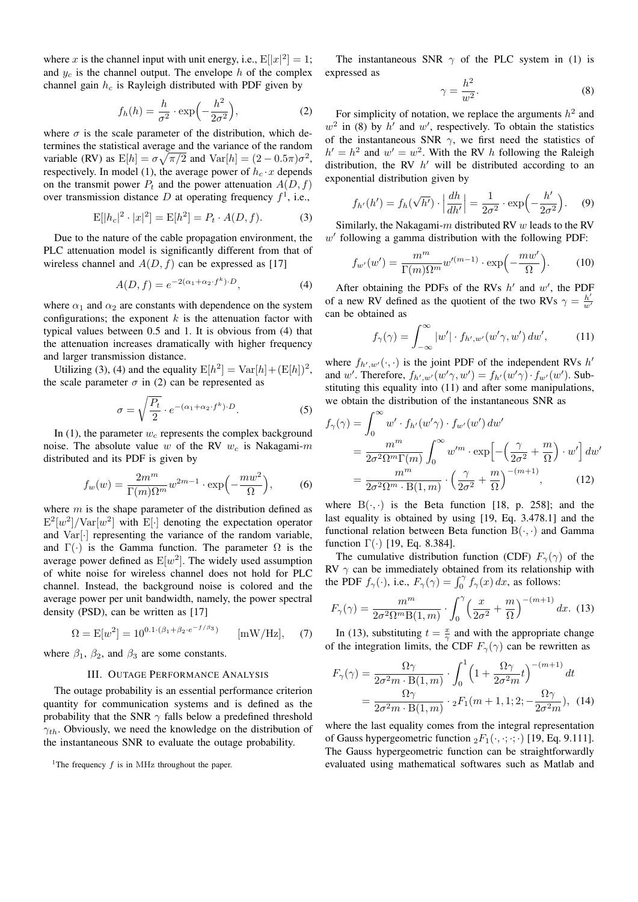where $x$ is the channel input with unit energy, i.e., $\mathrm{E}[|x|^2] = 1$; and $y_c$ is the channel output. The envelope $h$ of the complex channel gain $h_c$ is Rayleigh distributed with PDF given by

$$f_h(h) = \frac{h}{\sigma^2} \cdot \exp\Big(-\frac{h^2}{2\sigma^2}\Big), \tag{2}$$

where $\sigma$ is the scale parameter of the distribution, which determines the statistical average and the variance of the random variable (RV) as $\mathrm{E}[h] = \sigma\sqrt{\pi/2}$ and $\mathrm{Var}[h] = (2 - 0.5\pi)\sigma^2$, respectively. In model (1), the average power of $h_c \cdot x$ depends on the transmit power $P_t$ and the power attenuation $A(D, f)$ over transmission distance $D$ at operating frequency $f$[1], i.e.,

$$\mathrm{E}[|h_c|^2 \cdot |x|^2] = \mathrm{E}[h^2] = P_t \cdot A(D, f). \tag{3}$$

Due to the nature of the cable propagation environment, the PLC attenuation model is significantly different from that of wireless channel and $A(D, f)$ can be expressed as [17]

$$A(D, f) = e^{-2(\alpha_1 + \alpha_2 \cdot f^k) \cdot D}, \tag{4}$$

where $\alpha_1$ and $\alpha_2$ are constants with dependence on the system configurations; the exponent $k$ is the attenuation factor with typical values between 0.5 and 1. It is obvious from (4) that the attenuation increases dramatically with higher frequency and larger transmission distance.

Utilizing (3), (4) and the equality $\mathrm{E}[h^2] = \mathrm{Var}[h] + (\mathrm{E}[h])^2$, the scale parameter $\sigma$ in (2) can be represented as

$$\sigma = \sqrt{\frac{P_t}{2}} \cdot e^{-(\alpha_1 + \alpha_2 \cdot f^k) \cdot D}. \tag{5}$$

In (1), the parameter $w_c$ represents the complex background noise. The absolute value $w$ of the RV $w_c$ is Nakagami-$m$ distributed and its PDF is given by

$$f_w(w) = \frac{2m^m}{\Gamma(m)\Omega^m} w^{2m-1} \cdot \exp\Big(-\frac{mw^2}{\Omega}\Big), \tag{6}$$

where $m$ is the shape parameter of the distribution defined as $\mathrm{E}^2[w^2]/\mathrm{Var}[w^2]$ with $\mathrm{E}[\cdot]$ denoting the expectation operator and $\mathrm{Var}[\cdot]$ representing the variance of the random variable, and $\Gamma(\cdot)$ is the Gamma function. The parameter $\Omega$ is the average power defined as $\mathrm{E}[w^2]$. The widely used assumption of white noise for wireless channel does not hold for PLC channel. Instead, the background noise is colored and the average power per unit bandwidth, namely, the power spectral density (PSD), can be written as [17]

$$\Omega = \mathrm{E}[w^2] = 10^{0.1 \cdot (\beta_1 + \beta_2 \cdot e^{-f/\beta_3})} \qquad [\mathrm{mW/Hz}], \tag{7}$$

where $\beta_1$, $\beta_2$, and $\beta_3$ are some constants.

## III. Outage Performance Analysis

The outage probability is an essential performance criterion quantity for communication systems and is defined as the probability that the SNR $\gamma$ falls below a predefined threshold $\gamma_{th}$. Obviously, we need the knowledge on the distribution of the instantaneous SNR to evaluate the outage probability.

The instantaneous SNR $\gamma$ of the PLC system in (1) is expressed as

$$\gamma = \frac{h^2}{w^2}. \tag{8}$$

For simplicity of notation, we replace the arguments $h^2$ and $w^2$ in (8) by $h'$ and $w'$, respectively. To obtain the statistics of the instantaneous SNR $\gamma$, we first need the statistics of $h' = h^2$ and $w' = w^2$. With the RV $h$ following the Raleigh distribution, the RV $h'$ will be distributed according to an exponential distribution given by

$$f_{h'}(h') = f_h(\sqrt{h'}) \cdot \Big|\frac{dh}{dh'}\Big| = \frac{1}{2\sigma^2} \cdot \exp\Big(-\frac{h'}{2\sigma^2}\Big). \tag{9}$$

Similarly, the Nakagami-$m$ distributed RV $w$ leads to the RV $w'$ following a gamma distribution with the following PDF:

$$f_{w'}(w') = \frac{m^m}{\Gamma(m)\Omega^m} w'^{(m-1)} \cdot \exp\Big(-\frac{mw'}{\Omega}\Big). \tag{10}$$

After obtaining the PDFs of the RVs $h'$ and $w'$, the PDF of a new RV defined as the quotient of the two RVs $\gamma = \frac{h'}{w'}$ can be obtained as

$$f_\gamma(\gamma) = \int_{-\infty}^{\infty} |w'| \cdot f_{h',w'}(w'\gamma, w')\, dw', \tag{11}$$

where $f_{h',w'}(\cdot,\cdot)$ is the joint PDF of the independent RVs $h'$ and $w'$. Therefore, $f_{h',w'}(w'\gamma, w') = f_{h'}(w'\gamma) \cdot f_{w'}(w')$. Substituting this equality into (11) and after some manipulations, we obtain the distribution of the instantaneous SNR as

$$\begin{aligned}
f_\gamma(\gamma) &= \int_0^\infty w' \cdot f_{h'}(w'\gamma) \cdot f_{w'}(w')\, dw' \\
&= \frac{m^m}{2\sigma^2\Omega^m\Gamma(m)} \int_0^\infty w'^m \cdot \exp\Big[-\Big(\frac{\gamma}{2\sigma^2} + \frac{m}{\Omega}\Big) \cdot w'\Big]\, dw' \\
&= \frac{m^m}{2\sigma^2\Omega^m \cdot \mathrm{B}(1, m)} \cdot \Big(\frac{\gamma}{2\sigma^2} + \frac{m}{\Omega}\Big)^{-(m+1)},
\end{aligned} \tag{12}$$

where $\mathrm{B}(\cdot,\cdot)$ is the Beta function [18, p. 258]; and the last equality is obtained by using [19, Eq. 3.478.1] and the functional relation between Beta function $\mathrm{B}(\cdot,\cdot)$ and Gamma function $\Gamma(\cdot)$ [19, Eq. 8.384].

The cumulative distribution function (CDF) $F_\gamma(\gamma)$ of the RV $\gamma$ can be immediately obtained from its relationship with the PDF $f_\gamma(\cdot)$, i.e., $F_\gamma(\gamma) = \int_0^\gamma f_\gamma(x)\, dx$, as follows:

$$F_\gamma(\gamma) = \frac{m^m}{2\sigma^2\Omega^m \mathrm{B}(1, m)} \cdot \int_0^\gamma \Big(\frac{x}{2\sigma^2} + \frac{m}{\Omega}\Big)^{-(m+1)} dx. \tag{13}$$

In (13), substituting $t = \frac{x}{\gamma}$ and with the appropriate change of the integration limits, the CDF $F_\gamma(\gamma)$ can be rewritten as

$$\begin{aligned}
F_\gamma(\gamma) &= \frac{\Omega\gamma}{2\sigma^2 m \cdot \mathrm{B}(1, m)} \cdot \int_0^1 \Big(1 + \frac{\Omega\gamma}{2\sigma^2 m} t\Big)^{-(m+1)} dt \\
&= \frac{\Omega\gamma}{2\sigma^2 m \cdot \mathrm{B}(1, m)} \cdot {}_2F_1\Big(m+1, 1; 2; -\frac{\Omega\gamma}{2\sigma^2 m}\Big),
\end{aligned} \tag{14}$$

where the last equality comes from the integral representation of Gauss hypergeometric function ${}_2F_1(\cdot,\cdot;\cdot;\cdot)$ [19, Eq. 9.111]. The Gauss hypergeometric function can be straightforwardly evaluated using mathematical softwares such as Matlab and

[1]The frequency $f$ is in MHz throughout the paper.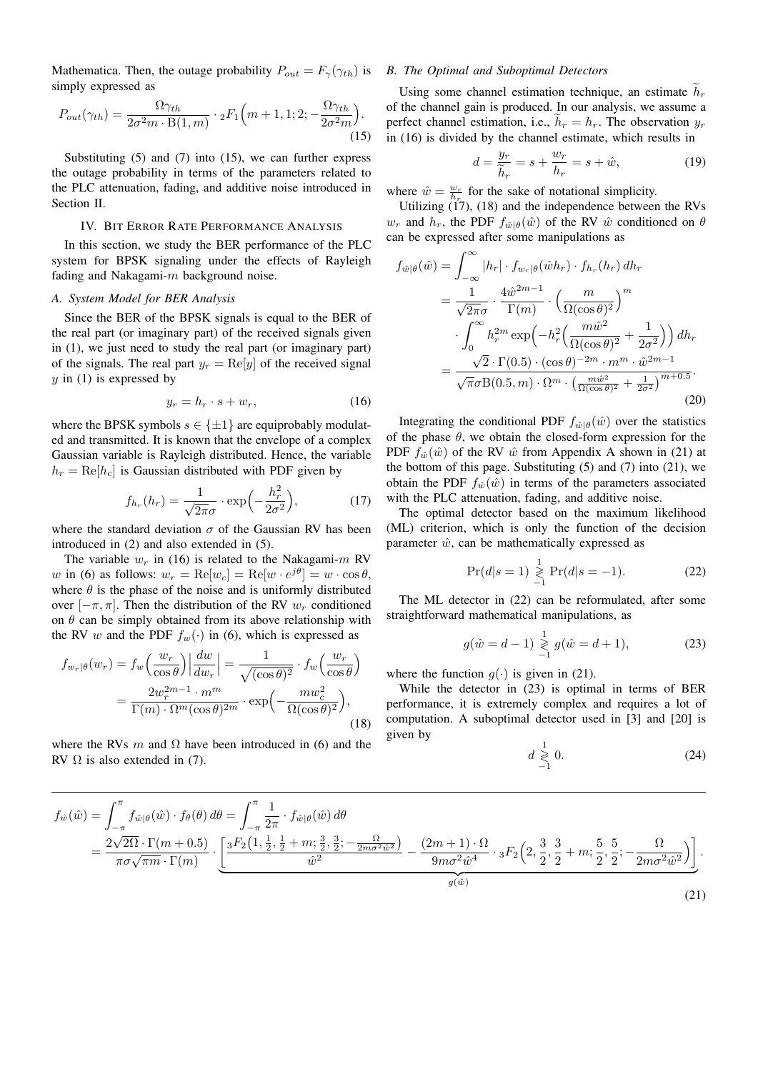Mathematica. Then, the outage probability $P_{out} = F_\gamma(\gamma_{th})$ is simply expressed as

$$P_{out}(\gamma_{th}) = \frac{\Omega\gamma_{th}}{2\sigma^2 m \cdot \mathrm{B}(1,m)} \cdot {}_2F_1\Big(m+1, 1; 2; -\frac{\Omega\gamma_{th}}{2\sigma^2 m}\Big). \tag{15}$$

Substituting (5) and (7) into (15), we can further express the outage probability in terms of the parameters related to the PLC attenuation, fading, and additive noise introduced in Section II.

## IV. Bit Error Rate Performance Analysis

In this section, we study the BER performance of the PLC system for BPSK signaling under the effects of Rayleigh fading and Nakagami-$m$ background noise.

### A. System Model for BER Analysis

Since the BER of the BPSK signals is equal to the BER of the real part (or imaginary part) of the received signals given in (1), we just need to study the real part (or imaginary part) of the signals. The real part $y_r = \mathrm{Re}[y]$ of the received signal $y$ in (1) is expressed by

$$y_r = h_r \cdot s + w_r, \tag{16}$$

where the BPSK symbols $s \in \{\pm 1\}$ are equiprobably modulated and transmitted. It is known that the envelope of a complex Gaussian variable is Rayleigh distributed. Hence, the variable $h_r = \mathrm{Re}[h_c]$ is Gaussian distributed with PDF given by

$$f_{h_r}(h_r) = \frac{1}{\sqrt{2\pi}\sigma} \cdot \exp\Big(-\frac{h_r^2}{2\sigma^2}\Big), \tag{17}$$

where the standard deviation $\sigma$ of the Gaussian RV has been introduced in (2) and also extended in (5).

The variable $w_r$ in (16) is related to the Nakagami-$m$ RV $w$ in (6) as follows: $w_r = \mathrm{Re}[w_c] = \mathrm{Re}[w \cdot e^{j\theta}] = w \cdot \cos\theta$, where $\theta$ is the phase of the noise and is uniformly distributed over $[-\pi, \pi]$. Then the distribution of the RV $w_r$ conditioned on $\theta$ can be simply obtained from its above relationship with the RV $w$ and the PDF $f_w(\cdot)$ in (6), which is expressed as

$$\begin{aligned} f_{w_r|\theta}(w_r) &= f_w\Big(\frac{w_r}{\cos\theta}\Big)\Big|\frac{dw}{dw_r}\Big| = \frac{1}{\sqrt{(\cos\theta)^2}} \cdot f_w\Big(\frac{w_r}{\cos\theta}\Big) \\ &= \frac{2w_r^{2m-1} \cdot m^m}{\Gamma(m) \cdot \Omega^m (\cos\theta)^{2m}} \cdot \exp\Big(-\frac{m w_c^2}{\Omega(\cos\theta)^2}\Big), \end{aligned} \tag{18}$$

where the RVs $m$ and $\Omega$ have been introduced in (6) and the RV $\Omega$ is also extended in (7).

### B. The Optimal and Suboptimal Detectors

Using some channel estimation technique, an estimate $\widetilde{h}_r$ of the channel gain is produced. In our analysis, we assume a perfect channel estimation, i.e., $\widetilde{h}_r = h_r$. The observation $y_r$ in (16) is divided by the channel estimate, which results in

$$d = \frac{y_r}{\widetilde{h}_r} = s + \frac{w_r}{h_r} = s + \hat{w}, \tag{19}$$

where $\hat{w} = \frac{w_r}{h_r}$ for the sake of notational simplicity.

Utilizing (17), (18) and the independence between the RVs $w_r$ and $h_r$, the PDF $f_{\hat{w}|\theta}(\hat{w})$ of the RV $\hat{w}$ conditioned on $\theta$ can be expressed after some manipulations as

$$\begin{aligned} f_{\hat{w}|\theta}(\hat{w}) &= \int_{-\infty}^{\infty} |h_r| \cdot f_{w_r|\theta}(\hat{w}h_r) \cdot f_{h_r}(h_r)\, dh_r \\ &= \frac{1}{\sqrt{2\pi}\sigma} \cdot \frac{4\hat{w}^{2m-1}}{\Gamma(m)} \cdot \Big(\frac{m}{\Omega(\cos\theta)^2}\Big)^m \\ &\quad \cdot \int_0^\infty h_r^{2m} \exp\Big(-h_r^2\Big(\frac{m\hat{w}^2}{\Omega(\cos\theta)^2} + \frac{1}{2\sigma^2}\Big)\Big)\, dh_r \\ &= \frac{\sqrt{2} \cdot \Gamma(0.5) \cdot (\cos\theta)^{-2m} \cdot m^m \cdot \hat{w}^{2m-1}}{\sqrt{\pi}\sigma \mathrm{B}(0.5, m) \cdot \Omega^m \cdot \big(\frac{m\hat{w}^2}{\Omega(\cos\theta)^2} + \frac{1}{2\sigma^2}\big)^{m+0.5}}. \end{aligned} \tag{20}$$

Integrating the conditional PDF $f_{\hat{w}|\theta}(\hat{w})$ over the statistics of the phase $\theta$, we obtain the closed-form expression for the PDF $f_{\hat{w}}(\hat{w})$ of the RV $\hat{w}$ from Appendix A shown in (21) at the bottom of this page. Substituting (5) and (7) into (21), we obtain the PDF $f_{\hat{w}}(\hat{w})$ in terms of the parameters associated with the PLC attenuation, fading, and additive noise.

The optimal detector based on the maximum likelihood (ML) criterion, which is only the function of the decision parameter $\hat{w}$, can be mathematically expressed as

$$\Pr(d|s=1) \underset{-1}{\overset{1}{\gtrless}} \Pr(d|s=-1). \tag{22}$$

The ML detector in (22) can be reformulated, after some straightforward mathematical manipulations, as

$$g(\hat{w} = d-1) \underset{-1}{\overset{1}{\gtrless}} g(\hat{w} = d+1), \tag{23}$$

where the function $g(\cdot)$ is given in (21).

While the detector in (23) is optimal in terms of BER performance, it is extremely complex and requires a lot of computation. A suboptimal detector used in [3] and [20] is given by

$$d \underset{-1}{\overset{1}{\gtrless}} 0. \tag{24}$$

$$\begin{aligned} f_{\hat{w}}(\hat{w}) &= \int_{-\pi}^{\pi} f_{\hat{w}|\theta}(\hat{w}) \cdot f_\theta(\theta)\, d\theta = \int_{-\pi}^{\pi} \frac{1}{2\pi} \cdot f_{\hat{w}|\theta}(\hat{w})\, d\theta \\ &= \frac{2\sqrt{2\Omega} \cdot \Gamma(m+0.5)}{\pi\sigma\sqrt{\pi m} \cdot \Gamma(m)} \cdot \underbrace{\left[\frac{{}_3F_2\big(1, \frac{1}{2}, \frac{1}{2}+m; \frac{3}{2}, \frac{3}{2}; -\frac{\Omega}{2m\sigma^2\hat{w}^2}\big)}{\hat{w}^2} - \frac{(2m+1)\cdot\Omega}{9m\sigma^2\hat{w}^4} \cdot {}_3F_2\Big(2, \frac{3}{2}, \frac{3}{2}+m; \frac{5}{2}, \frac{5}{2}; -\frac{\Omega}{2m\sigma^2\hat{w}^2}\Big)\right]}_{g(\hat{w})}. \end{aligned} \tag{21}$$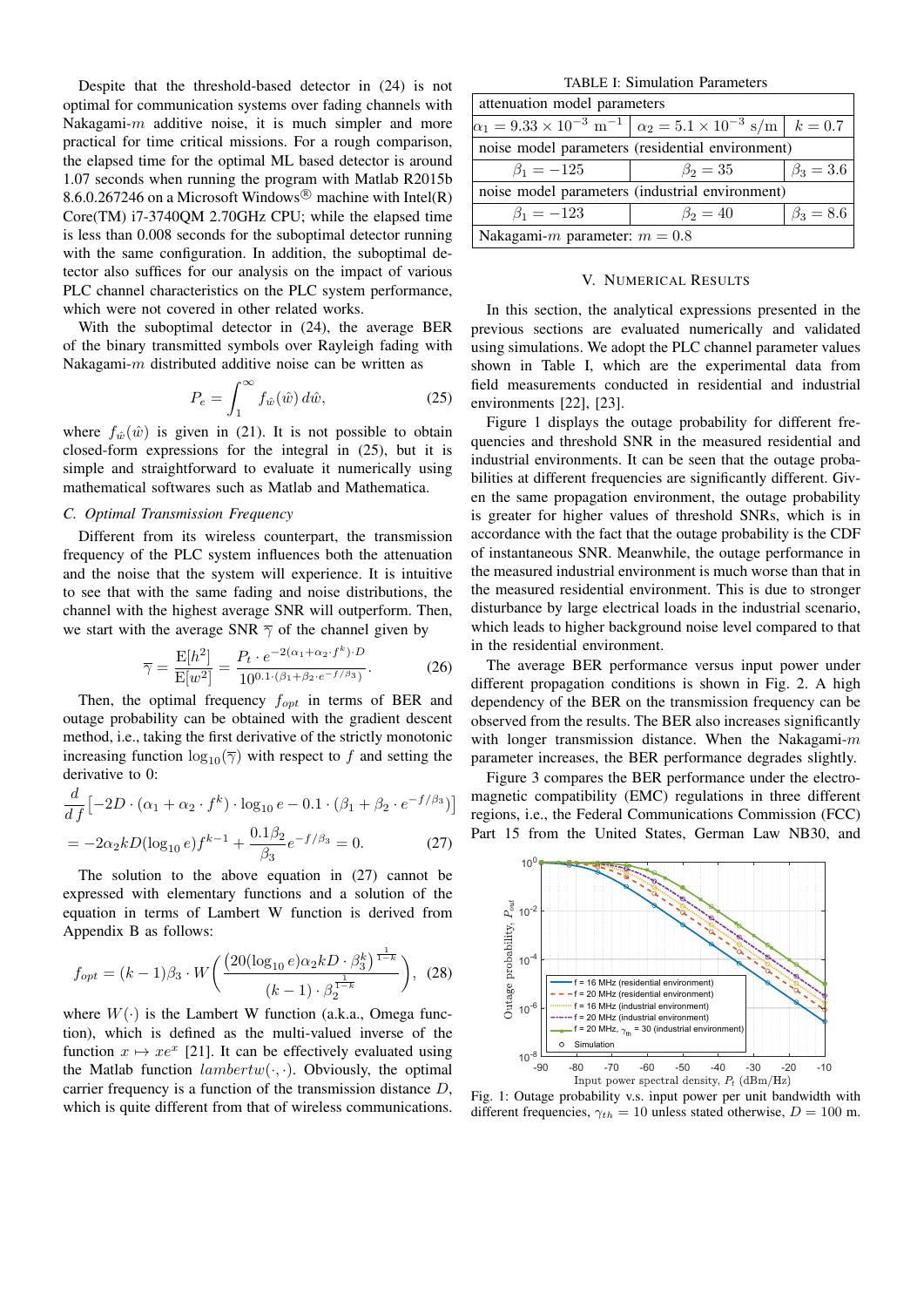Despite that the threshold-based detector in (24) is not optimal for communication systems over fading channels with Nakagami-$m$ additive noise, it is much simpler and more practical for time critical missions. For a rough comparison, the elapsed time for the optimal ML based detector is around 1.07 seconds when running the program with Matlab R2015b 8.6.0.267246 on a Microsoft Windows® machine with Intel(R) Core(TM) i7-3740QM 2.70GHz CPU; while the elapsed time is less than 0.008 seconds for the suboptimal detector running with the same configuration. In addition, the suboptimal detector also suffices for our analysis on the impact of various PLC channel characteristics on the PLC system performance, which were not covered in other related works.

With the suboptimal detector in (24), the average BER of the binary transmitted symbols over Rayleigh fading with Nakagami-$m$ distributed additive noise can be written as

$$P_e = \int_1^\infty f_{\hat{w}}(\hat{w})\, d\hat{w}, \tag{25}$$

where $f_{\hat{w}}(\hat{w})$ is given in (21). It is not possible to obtain closed-form expressions for the integral in (25), but it is simple and straightforward to evaluate it numerically using mathematical softwares such as Matlab and Mathematica.

### C. Optimal Transmission Frequency

Different from its wireless counterpart, the transmission frequency of the PLC system influences both the attenuation and the noise that the system will experience. It is intuitive to see that with the same fading and noise distributions, the channel with the highest average SNR will outperform. Then, we start with the average SNR $\overline{\gamma}$ of the channel given by

$$\overline{\gamma} = \frac{\mathrm{E}[h^2]}{\mathrm{E}[w^2]} = \frac{P_t \cdot e^{-2(\alpha_1+\alpha_2\cdot f^k)\cdot D}}{10^{0.1\cdot(\beta_1+\beta_2\cdot e^{-f/\beta_3})}}. \tag{26}$$

Then, the optimal frequency $f_{opt}$ in terms of BER and outage probability can be obtained with the gradient descent method, i.e., taking the first derivative of the strictly monotonic increasing function $\log_{10}(\overline{\gamma})$ with respect to $f$ and setting the derivative to 0:

$$\begin{aligned}
&\frac{d}{df}\left[-2D\cdot(\alpha_1+\alpha_2\cdot f^k)\cdot\log_{10}e - 0.1\cdot(\beta_1+\beta_2\cdot e^{-f/\beta_3})\right]\\
&= -2\alpha_2 kD(\log_{10}e)f^{k-1} + \frac{0.1\beta_2}{\beta_3}e^{-f/\beta_3} = 0.
\end{aligned} \tag{27}$$

The solution to the above equation in (27) cannot be expressed with elementary functions and a solution of the equation in terms of Lambert W function is derived from Appendix B as follows:

$$f_{opt} = (k-1)\beta_3 \cdot W\left(\frac{\left(20(\log_{10}e)\alpha_2 kD\cdot\beta_3^k\right)^{\frac{1}{1-k}}}{(k-1)\cdot\beta_2^{\frac{1}{1-k}}}\right), \tag{28}$$

where $W(\cdot)$ is the Lambert W function (a.k.a., Omega function), which is defined as the multi-valued inverse of the function $x \mapsto xe^x$ [21]. It can be effectively evaluated using the Matlab function $lambertw(\cdot,\cdot)$. Obviously, the optimal carrier frequency is a function of the transmission distance $D$, which is quite different from that of wireless communications.

TABLE I: Simulation Parameters

| attenuation model parameters | | |
|---|---|---|
| $\alpha_1 = 9.33\times10^{-3}$ m$^{-1}$ | $\alpha_2 = 5.1\times10^{-3}$ s/m | $k = 0.7$ |
| noise model parameters (residential environment) | | |
| $\beta_1 = -125$ | $\beta_2 = 35$ | $\beta_3 = 3.6$ |
| noise model parameters (industrial environment) | | |
| $\beta_1 = -123$ | $\beta_2 = 40$ | $\beta_3 = 8.6$ |
| Nakagami-$m$ parameter: $m = 0.8$ | | |

## V. Numerical Results

In this section, the analytical expressions presented in the previous sections are evaluated numerically and validated using simulations. We adopt the PLC channel parameter values shown in Table I, which are the experimental data from field measurements conducted in residential and industrial environments [22], [23].

Figure 1 displays the outage probability for different frequencies and threshold SNR in the measured residential and industrial environments. It can be seen that the outage probabilities at different frequencies are significantly different. Given the same propagation environment, the outage probability is greater for higher values of threshold SNRs, which is in accordance with the fact that the outage probability is the CDF of instantaneous SNR. Meanwhile, the outage performance in the measured industrial environment is much worse than that in the measured residential environment. This is due to stronger disturbance by large electrical loads in the industrial scenario, which leads to higher background noise level compared to that in the residential environment.

The average BER performance versus input power under different propagation conditions is shown in Fig. 2. A high dependency of the BER on the transmission frequency can be observed from the results. The BER also increases significantly with longer transmission distance. When the Nakagami-$m$ parameter increases, the BER performance degrades slightly.

Figure 3 compares the BER performance under the electromagnetic compatibility (EMC) regulations in three different regions, i.e., the Federal Communications Commission (FCC) Part 15 from the United States, German Law NB30, and

Fig. 1: Outage probability v.s. input power per unit bandwidth with different frequencies, $\gamma_{th} = 10$ unless stated otherwise, $D = 100$ m.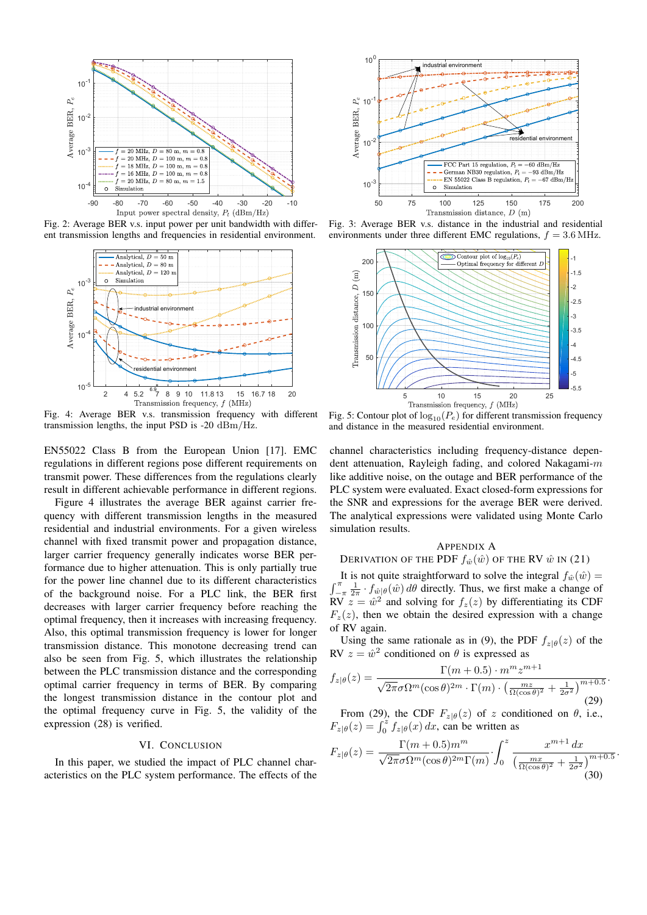Fig. 2: Average BER v.s. input power per unit bandwidth with different transmission lengths and frequencies in residential environment.

Fig. 3: Average BER v.s. distance in the industrial and residential environments under three different EMC regulations, $f = 3.6$ MHz.

Fig. 4: Average BER v.s. transmission frequency with different transmission lengths, the input PSD is -20 dBm/Hz.

Fig. 5: Contour plot of $\log_{10}(P_e)$ for different transmission frequency and distance in the measured residential environment.

EN55022 Class B from the European Union [17]. EMC regulations in different regions pose different requirements on transmit power. These differences from the regulations clearly result in different achievable performance in different regions.

Figure 4 illustrates the average BER against carrier frequency with different transmission lengths in the measured residential and industrial environments. For a given wireless channel with fixed transmit power and propagation distance, larger carrier frequency generally indicates worse BER performance due to higher attenuation. This is only partially true for the power line channel due to its different characteristics of the background noise. For a PLC link, the BER first decreases with larger carrier frequency before reaching the optimal frequency, then it increases with increasing frequency. Also, this optimal transmission frequency is lower for longer transmission distance. This monotone decreasing trend can also be seen from Fig. 5, which illustrates the relationship between the PLC transmission distance and the corresponding optimal carrier frequency in terms of BER. By comparing the longest transmission distance in the contour plot and the optimal frequency curve in Fig. 5, the validity of the expression (28) is verified.

## VI. Conclusion

In this paper, we studied the impact of PLC channel characteristics on the PLC system performance. The effects of the channel characteristics including frequency-distance dependent attenuation, Rayleigh fading, and colored Nakagami-$m$ like additive noise, on the outage and BER performance of the PLC system were evaluated. Exact closed-form expressions for the SNR and expressions for the average BER were derived. The analytical expressions were validated using Monte Carlo simulation results.

## Appendix A
## Derivation of the PDF $f_{\hat{w}}(\hat{w})$ of the RV $\hat{w}$ in (21)

It is not quite straightforward to solve the integral $f_{\hat{w}}(\hat{w}) = \int_{-\pi}^{\pi} \frac{1}{2\pi} \cdot f_{\hat{w}|\theta}(\hat{w})\, d\theta$ directly. Thus, we first make a change of RV $z = \hat{w}^2$ and solving for $f_z(z)$ by differentiating its CDF $F_z(z)$, then we obtain the desired expression with a change of RV again.

Using the same rationale as in (9), the PDF $f_{z|\theta}(z)$ of the RV $z = \hat{w}^2$ conditioned on $\theta$ is expressed as

$$f_{z|\theta}(z) = \frac{\Gamma(m+0.5)\cdot m^m z^{m+1}}{\sqrt{2\pi}\sigma\Omega^m(\cos\theta)^{2m}\cdot\Gamma(m)\cdot\left(\frac{mz}{\Omega(\cos\theta)^2}+\frac{1}{2\sigma^2}\right)^{m+0.5}}. \tag{29}$$

From (29), the CDF $F_{z|\theta}(z)$ of $z$ conditioned on $\theta$, i.e., $F_{z|\theta}(z) = \int_0^z f_{z|\theta}(x)\, dx$, can be written as

$$F_{z|\theta}(z) = \frac{\Gamma(m+0.5)m^m}{\sqrt{2\pi}\sigma\Omega^m(\cos\theta)^{2m}\Gamma(m)} \cdot \int_0^z \frac{x^{m+1}\, dx}{\left(\frac{mx}{\Omega(\cos\theta)^2}+\frac{1}{2\sigma^2}\right)^{m+0.5}}. \tag{30}$$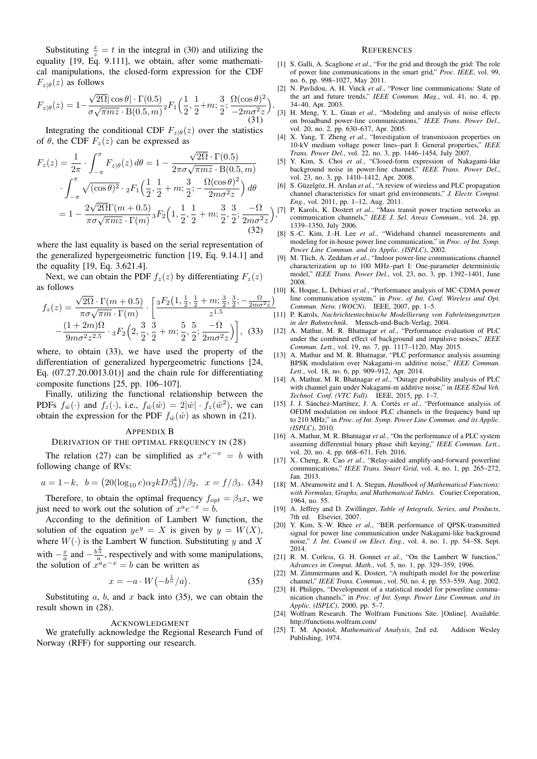Substituting $\frac{x}{z} = t$ in the integral in (30) and utilizing the equality [19, Eq. 9.111], we obtain, after some mathematical manipulations, the closed-form expression for the CDF $F_{z|\theta}(z)$ as follows

$$F_{z|\theta}(z) = 1 - \frac{\sqrt{2\Omega}|\cos\theta| \cdot \Gamma(0.5)}{\sigma\sqrt{\pi m z} \cdot \mathrm{B}(0.5, m)} {}_2F_1\Big(\frac{1}{2}, \frac{1}{2}+m; \frac{3}{2}; \frac{\Omega(\cos\theta)^2}{-2m\sigma^2 z}\Big). \quad (31)$$

Integrating the conditional CDF $F_{z|\theta}(z)$ over the statistics of $\theta$, the CDF $F_z(z)$ can be expressed as

$$\begin{aligned} F_z(z) &= \frac{1}{2\pi} \cdot \int_{-\pi}^{\pi} F_{z|\theta}(z)\, d\theta = 1 - \frac{\sqrt{2\Omega} \cdot \Gamma(0.5)}{2\pi\sigma\sqrt{\pi m z} \cdot \mathrm{B}(0.5, m)} \\ &\cdot \int_{-\pi}^{\pi} \sqrt{(\cos\theta)^2} \cdot {}_2F_1\Big(\frac{1}{2}, \frac{1}{2}+m; \frac{3}{2}; -\frac{\Omega(\cos\theta)^2}{2m\sigma^2 z}\Big)\, d\theta \\ &= 1 - \frac{2\sqrt{2\Omega}\Gamma(m+0.5)}{\pi\sigma\sqrt{\pi m z} \cdot \Gamma(m)} {}_3F_2\Big(1, \frac{1}{2}, \frac{1}{2}+m; \frac{3}{2}, \frac{3}{2}; \frac{-\Omega}{2m\sigma^2 z}\Big), \end{aligned} \quad (32)$$

where the last equality is based on the serial representation of the generalized hypergeometric function [19, Eq. 9.14.1] and the equality [19, Eq. 3.621.4].

Next, we can obtain the PDF $f_z(z)$ by differentiating $F_z(z)$ as follows

$$\begin{aligned} f_z(z) &= \frac{\sqrt{2\Omega} \cdot \Gamma(m+0.5)}{\pi\sigma\sqrt{\pi m} \cdot \Gamma(m)} \cdot \Bigg[\frac{{}_3F_2\big(1, \frac{1}{2}, \frac{1}{2}+m; \frac{3}{2}, \frac{3}{2}; -\frac{\Omega}{2m\sigma^2 z}\big)}{z^{1.5}} \\ &- \frac{(1+2m)\Omega}{9m\sigma^2 z^{2.5}} \cdot {}_3F_2\Big(2, \frac{3}{2}, \frac{3}{2}+m; \frac{5}{2}, \frac{5}{2}; \frac{-\Omega}{2m\sigma^2 z}\Big)\Bigg], \end{aligned} \quad (33)$$

where, to obtain (33), we have used the property of the differentiation of generalized hypergeometric functions [24, Eq. (07.27.20.0013.01)] and the chain rule for differentiating composite functions [25, pp. 106–107].

Finally, utilizing the functional relationship between the PDFs $f_{\hat{w}}(\cdot)$ and $f_z(\cdot)$, i.e., $f_{\hat{w}}(\hat{w}) = 2|\hat{w}| \cdot f_z(\hat{w}^2)$, we can obtain the expression for the PDF $f_{\hat{w}}(\hat{w})$ as shown in (21).

## Appendix B
### Derivation of the Optimal Frequency in (28)

The relation (27) can be simplified as $x^a e^{-x} = b$ with following change of RVs:

$$a = 1-k, \quad b = \big(20(\log_{10} e)\alpha_2 k D \beta_3^k\big)/\beta_2, \quad x = f/\beta_3. \quad (34)$$

Therefore, to obtain the optimal frequency $f_{opt} = \beta_3 x$, we just need to work out the solution of $x^a e^{-x} = b$.

According to the definition of Lambert W function, the solution of the equation $ye^y = X$ is given by $y = W(X)$, where $W(\cdot)$ is the Lambert W function. Substituting $y$ and $X$ with $-\frac{x}{a}$ and $-\frac{b^{\frac{1}{a}}}{a}$, respectively and with some manipulations, the solution of $x^a e^{-x} = b$ can be written as

$$x = -a \cdot W\big(-b^{\frac{1}{a}}/a\big). \quad (35)$$

Substituting $a$, $b$, and $x$ back into (35), we can obtain the result shown in (28).

## Acknowledgment

We gratefully acknowledge the Regional Research Fund of Norway (RFF) for supporting our research.

## References

[1] S. Galli, A. Scaglione *et al.*, "For the grid and through the grid: The role of power line communications in the smart grid," *Proc. IEEE*, vol. 99, no. 6, pp. 998–1027, May 2011.

[2] N. Pavlidou, A. H. Vinck *et al.*, "Power line communications: State of the art and future trends," *IEEE Commun. Mag.*, vol. 41, no. 4, pp. 34–40, Apr. 2003.

[3] H. Meng, Y. L. Guan *et al.*, "Modeling and analysis of noise effects on broadband power-line communications," *IEEE Trans. Power Del.*, vol. 20, no. 2, pp. 630–637, Apr. 2005.

[4] X. Yang, T. Zheng *et al.*, "Investigation of transmission properties on 10-kV medium voltage power lines–part I: General properties," *IEEE Trans. Power Del.*, vol. 22, no. 3, pp. 1446–1454, July 2007.

[5] Y. Kim, S. Choi *et al.*, "Closed-form expression of Nakagami-like background noise in power-line channel," *IEEE Trans. Power Del.*, vol. 23, no. 3, pp. 1410–1412, Apr. 2008.

[6] S. Güzelgöz, H. Arslan *et al.*, "A review of wireless and PLC propagation channel characteristics for smart grid environments," *J. Electr. Comput. Eng.*, vol. 2011, pp. 1–12, Aug. 2011.

[7] P. Karols, K. Dostert *et al.*, "Mass transit power traction networks as communication channels," *IEEE J. Sel. Areas Commum.*, vol. 24, pp. 1339–1350, July 2006.

[8] S.-C. Kim, J.-H. Lee *et al.*, "Wideband channel measurements and modeling for in-house power line communication," in *Proc. of Int. Symp. Power Line Commun. and its Applic. (ISPLC)*, 2002.

[9] M. Tlich, A. Zeddam *et al.*, "Indoor power-line communications channel characterization up to 100 MHz–part I: One-parameter deterministic model," *IEEE Trans. Power Del.*, vol. 23, no. 3, pp. 1392–1401, June 2008.

[10] K. Hoque, L. Debiasi *et al.*, "Performance analysis of MC-CDMA power line communication system," in *Proc. of Int. Conf. Wireless and Opt. Commun. Netw. (WOCN)*. IEEE, 2007, pp. 1–5.

[11] P. Karols, *Nachrichtentechnische Modellierung von Fahrleitungsnetzen in der Bahntechnik*. Mensch-und-Buch-Verlag, 2004.

[12] A. Mathur, M. R. Bhatnagar *et al.*, "Performance evaluation of PLC under the combined effect of background and impulsive noises," *IEEE Commun. Lett.*, vol. 19, no. 7, pp. 1117–1120, May 2015.

[13] A. Mathur and M. R. Bhatnagar, "PLC performance analysis assuming BPSK modulation over Nakagami-$m$ additive noise," *IEEE Commun. Lett.*, vol. 18, no. 6, pp. 909–912, Apr. 2014.

[14] A. Mathur, M. R. Bhatnagar *et al.*, "Outage probability analysis of PLC with channel gain under Nakagami-m additive noise," in *IEEE 82nd Veh. Technol. Conf. (VTC Fall)*. IEEE, 2015, pp. 1–7.

[15] J. J. Sánchez-Martínez, J. A. Cortés *et al.*, "Performance analysis of OFDM modulation on indoor PLC channels in the frequency band up to 210 MHz," in *Proc. of Int. Symp. Power Line Commun. and its Applic. (ISPLC)*, 2010.

[16] A. Mathur, M. R. Bhatnagar *et al.*, "On the performance of a PLC system assuming differential binary phase shift keying," *IEEE Commun. Lett.*, vol. 20, no. 4, pp. 668–671, Feb. 2016.

[17] X. Cheng, R. Cao *et al.*, "Relay-aided amplify-and-forward powerline communications," *IEEE Trans. Smart Grid*, vol. 4, no. 1, pp. 265–272, Jan. 2013.

[18] M. Abramowitz and I. A. Stegun, *Handbook of Mathematical Functions: with Formulas, Graphs, and Mathematical Tables*. Courier Corporation, 1964, no. 55.

[19] A. Jeffrey and D. Zwillinger, *Table of Integrals, Series, and Products*, 7th ed. Elsevier, 2007.

[20] Y. Kim, S.-W. Rhee *et al.*, "BER performance of QPSK-transmitted signal for power line communication under Nakagami-like background noise," *J. Int. Council on Elect. Eng.*, vol. 4, no. 1, pp. 54–58, Sept. 2014.

[21] R. M. Corless, G. H. Gonnet *et al.*, "On the Lambert W function," *Advances in Comput. Math.*, vol. 5, no. 1, pp. 329–359, 1996.

[22] M. Zimmermann and K. Dostert, "A multipath model for the powerline channel," *IEEE Trans. Commun.*, vol. 50, no. 4, pp. 553–559, Aug. 2002.

[23] H. Philipps, "Development of a statistical model for powerline communication channels," in *Proc. of Int. Symp. Power Line Commun. and its Applic. (ISPLC)*, 2000, pp. 5–7.

[24] Wolfram Research. The Wolfram Functions Site. [Online]. Available: http://functions.wolfram.com/

[25] T. M. Apostol, *Mathematical Analysis*, 2nd ed. Addison Wesley Publishing, 1974.